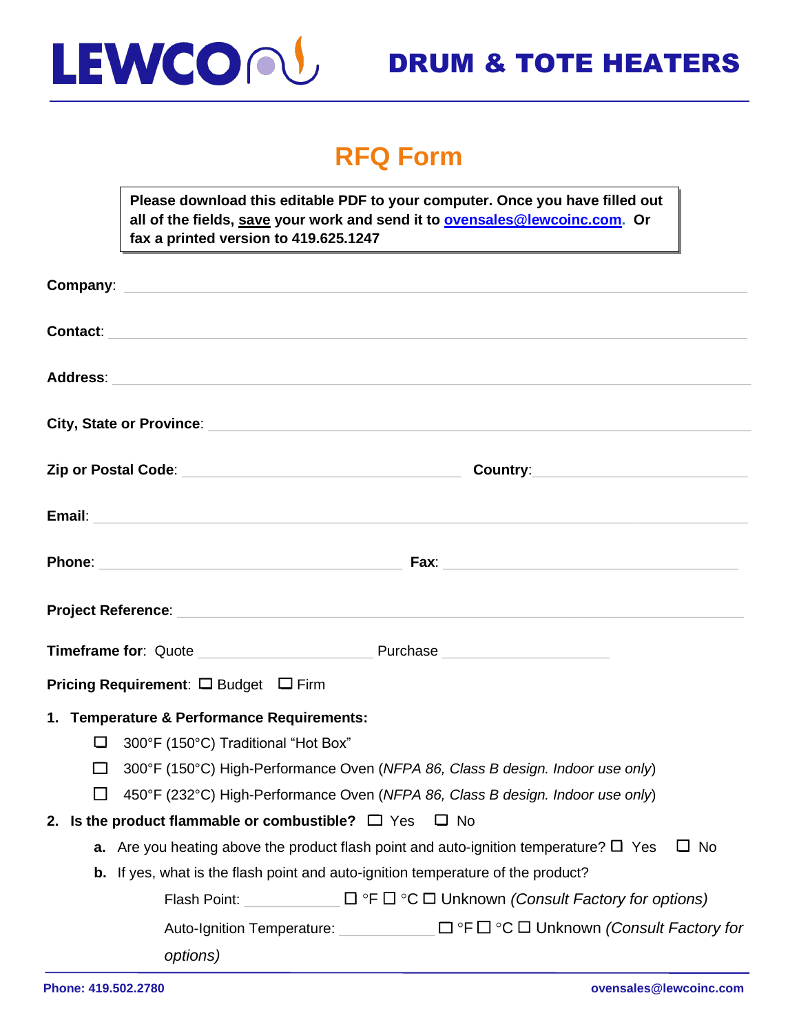# DRUM & TOTE HEATERS

## RFQ Form

**Please download this editable PDF to your computer. Once you have filled out all of the fields, save your work and send it to ovensales@lewcoinc.com. Or fax a printed version to 419.625.1247**

**Company**: ______________________________

**Contact**: ______________________________

**Address**: ______________________________

**City, State or Province**: ______________________________

**Zip or Postal Code**: ______________________________ **Country**: ______________________________

**Email**: ______________________________

**Phone**: ______________________________ **Fax**: ______________________________

**Project Reference**: ______________________________

**Timeframe for**: Quote ______________________ Purchase ______________________

**Pricing Requirement**: ☐ Budget ☐ Firm

1. **Temperature & Performance Requirements:**
   - ☐ 300°F (150°C) Traditional "Hot Box"
   - ☐ 300°F (150°C) High-Performance Oven (*NFPA 86, Class B design. Indoor use only*)
   - ☐ 450°F (232°C) High-Performance Oven (*NFPA 86, Class B design. Indoor use only*)
2. **Is the product flammable or combustible?** ☐ Yes ☐ No
   - **a.** Are you heating above the product flash point and auto-ignition temperature? ☐ Yes ☐ No
   - **b.** If yes, what is the flash point and auto-ignition temperature of the product?

     Flash Point: ____________ ☐ °F ☐ °C ☐ Unknown *(Consult Factory for options)*

     Auto-Ignition Temperature: ____________ ☐ °F ☐ °C ☐ Unknown *(Consult Factory for options)*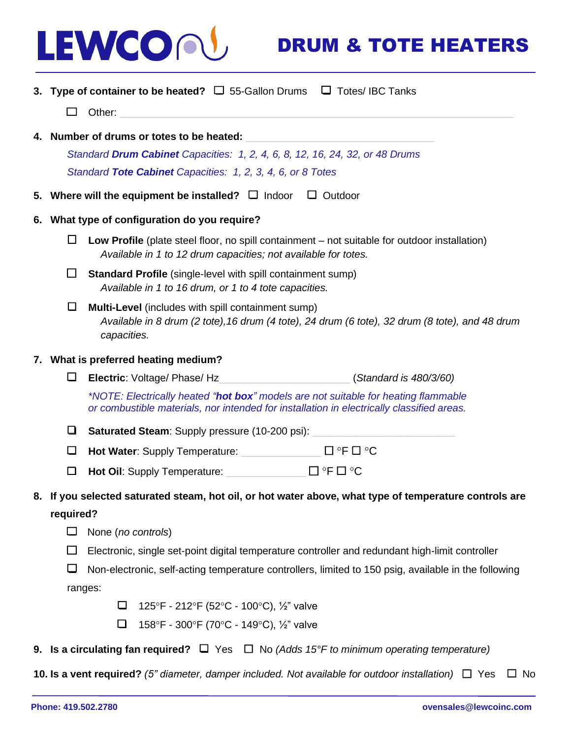3. **Type of container to be heated?** ☐ 55-Gallon Drums ☐ Totes/ IBC Tanks

   ☐ Other: ____________________________________________

4. **Number of drums or totes to be heated:** ______________________________

   *Standard **Drum Cabinet** Capacities: 1, 2, 4, 6, 8, 12, 16, 24, 32, or 48 Drums*

   *Standard **Tote Cabinet** Capacities: 1, 2, 3, 4, 6, or 8 Totes*

5. **Where will the equipment be installed?** ☐ Indoor ☐ Outdoor

6. **What type of configuration do you require?**

   ☐ **Low Profile** (plate steel floor, no spill containment – not suitable for outdoor installation)
   *Available in 1 to 12 drum capacities; not available for totes.*

   ☐ **Standard Profile** (single-level with spill containment sump)
   *Available in 1 to 16 drum, or 1 to 4 tote capacities.*

   ☐ **Multi-Level** (includes with spill containment sump)
   *Available in 8 drum (2 tote),16 drum (4 tote), 24 drum (6 tote), 32 drum (8 tote), and 48 drum capacities.*

7. **What is preferred heating medium?**

   ☐ **Electric**: Voltage/ Phase/ Hz______________________ (*Standard is 480/3/60)*

   **NOTE: Electrically heated "**hot box**" models are not suitable for heating flammable or combustible materials, nor intended for installation in electrically classified areas.*

   ☐ **Saturated Steam**: Supply pressure (10-200 psi): ______________________

   ☐ **Hot Water**: Supply Temperature: ______________ ☐ °F ☐ °C

   ☐ **Hot Oil**: Supply Temperature: ______________ ☐ °F ☐ °C

8. **If you selected saturated steam, hot oil, or hot water above, what type of temperature controls are required?**

   ☐ None (*no controls*)

   ☐ Electronic, single set-point digital temperature controller and redundant high-limit controller

   ☐ Non-electronic, self-acting temperature controllers, limited to 150 psig, available in the following ranges:

   - ☐ 125°F - 212°F (52°C - 100°C), ½" valve
   - ☐ 158°F - 300°F (70°C - 149°C), ½" valve

9. **Is a circulating fan required?** ☐ Yes ☐ No *(Adds 15°F to minimum operating temperature)*

10. **Is a vent required?** *(5" diameter, damper included. Not available for outdoor installation)* ☐ Yes ☐ No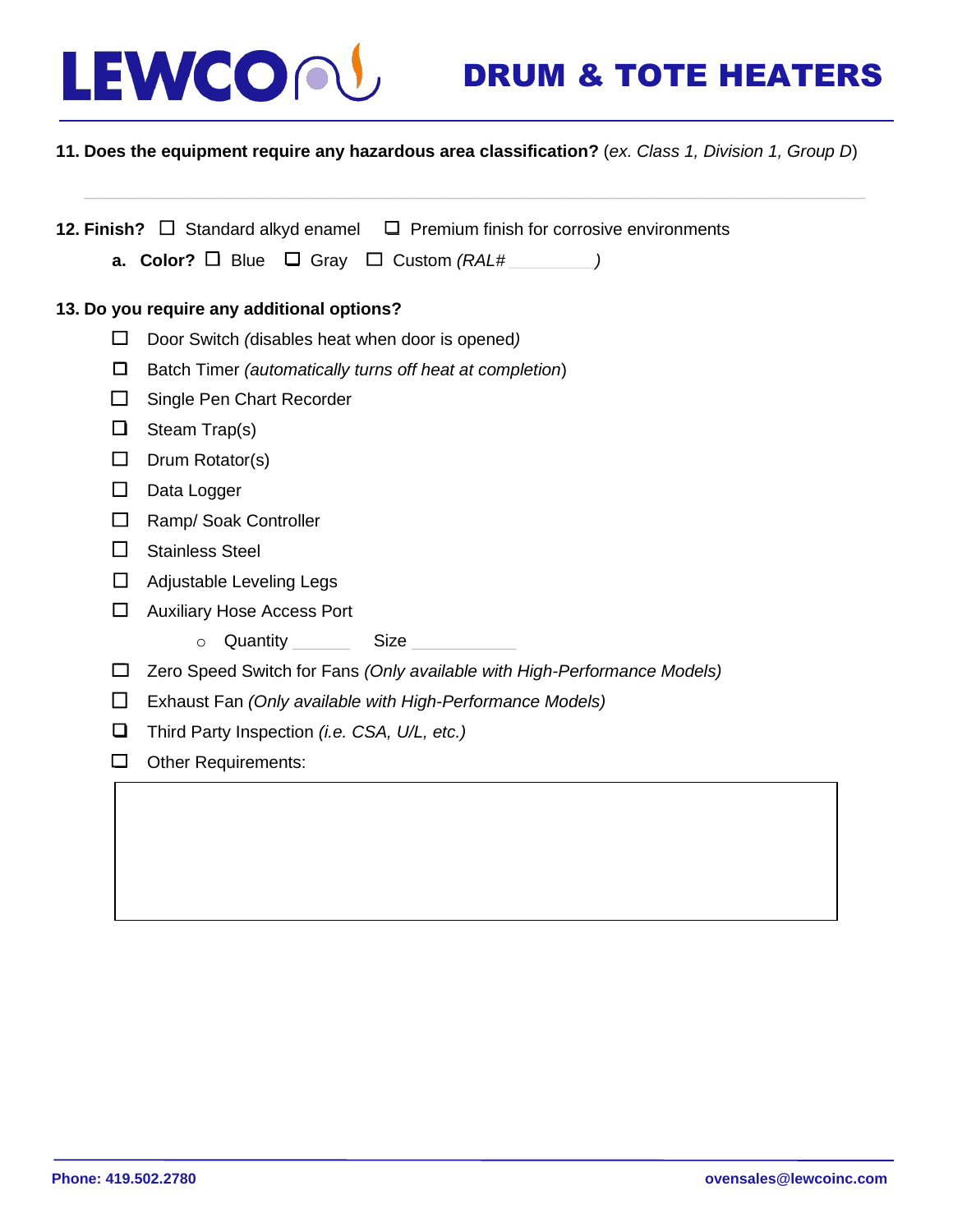**11. Does the equipment require any hazardous area classification?** (*ex. Class 1, Division 1, Group D*)

---

**12. Finish?** ☐ Standard alkyd enamel ☐ Premium finish for corrosive environments

**a. Color?** ☐ Blue ☐ Gray ☐ Custom *(RAL# __________ )*

**13. Do you require any additional options?**

- ☐ Door Switch (disables heat when door is opened*)*
- ☐ Batch Timer *(automatically turns off heat at completion*)
- ☐ Single Pen Chart Recorder
- ☐ Steam Trap(s)
- ☐ Drum Rotator(s)
- ☐ Data Logger
- ☐ Ramp/ Soak Controller
- ☐ Stainless Steel
- ☐ Adjustable Leveling Legs
- ☐ Auxiliary Hose Access Port
  - Quantity ______ Size ____________
- ☐ Zero Speed Switch for Fans *(Only available with High-Performance Models)*
- ☐ Exhaust Fan *(Only available with High-Performance Models)*
- ☐ Third Party Inspection *(i.e. CSA, U/L, etc.)*
- ☐ Other Requirements: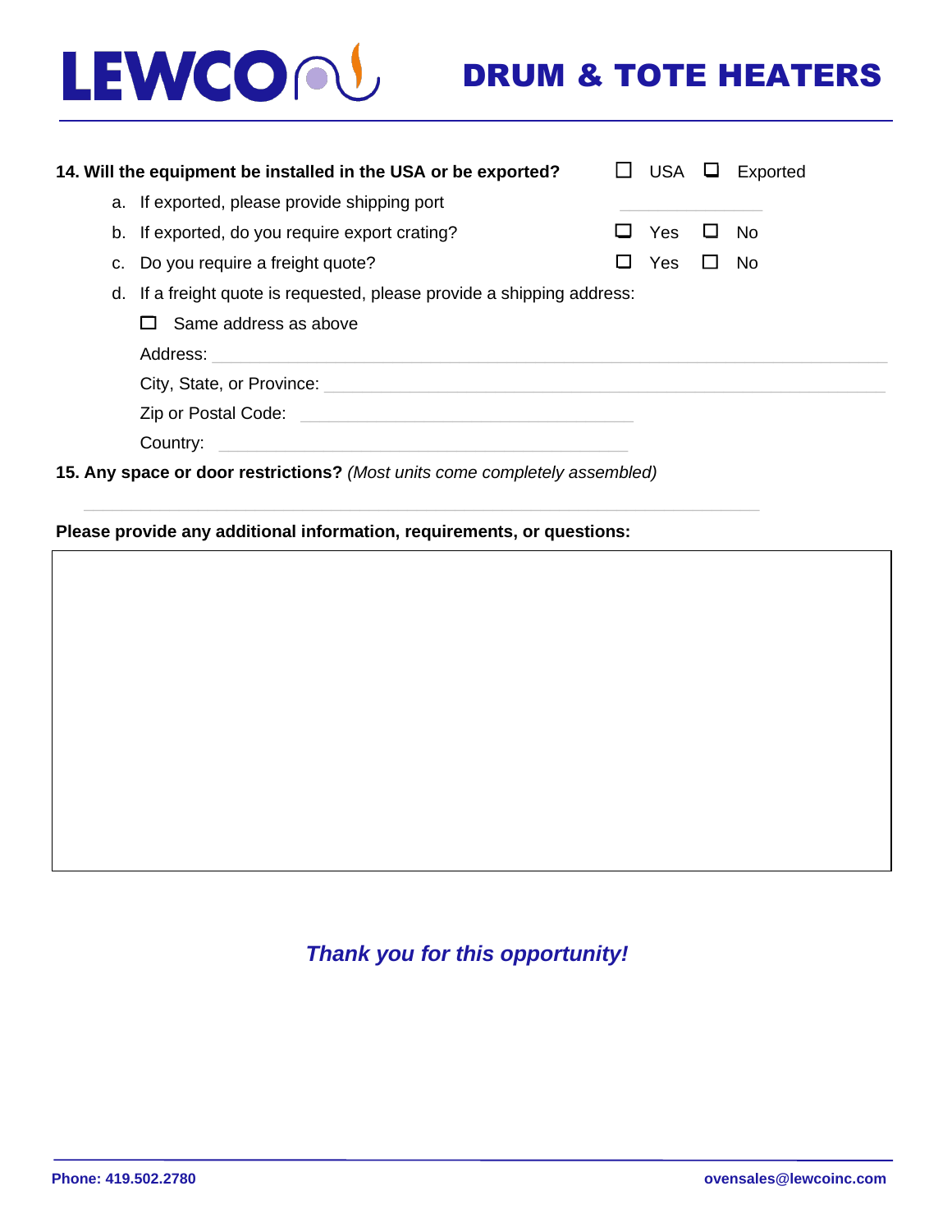# LEWCO DRUM & TOTE HEATERS

**14. Will the equipment be installed in the USA or be exported?** ☐ USA ☐ Exported

a. If exported, please provide shipping port ____________

b. If exported, do you require export crating? ☐ Yes ☐ No

c. Do you require a freight quote? ☐ Yes ☐ No

d. If a freight quote is requested, please provide a shipping address:

☐ Same address as above

Address: ____________

City, State, or Province: ____________

Zip or Postal Code: ____________

Country: ____________

**15. Any space or door restrictions?** *(Most units come completely assembled)*

____________

**Please provide any additional information, requirements, or questions:**

| |
|---|
| |

*Thank you for this opportunity!*

**Phone: 419.502.2780** **ovensales@lewcoinc.com**